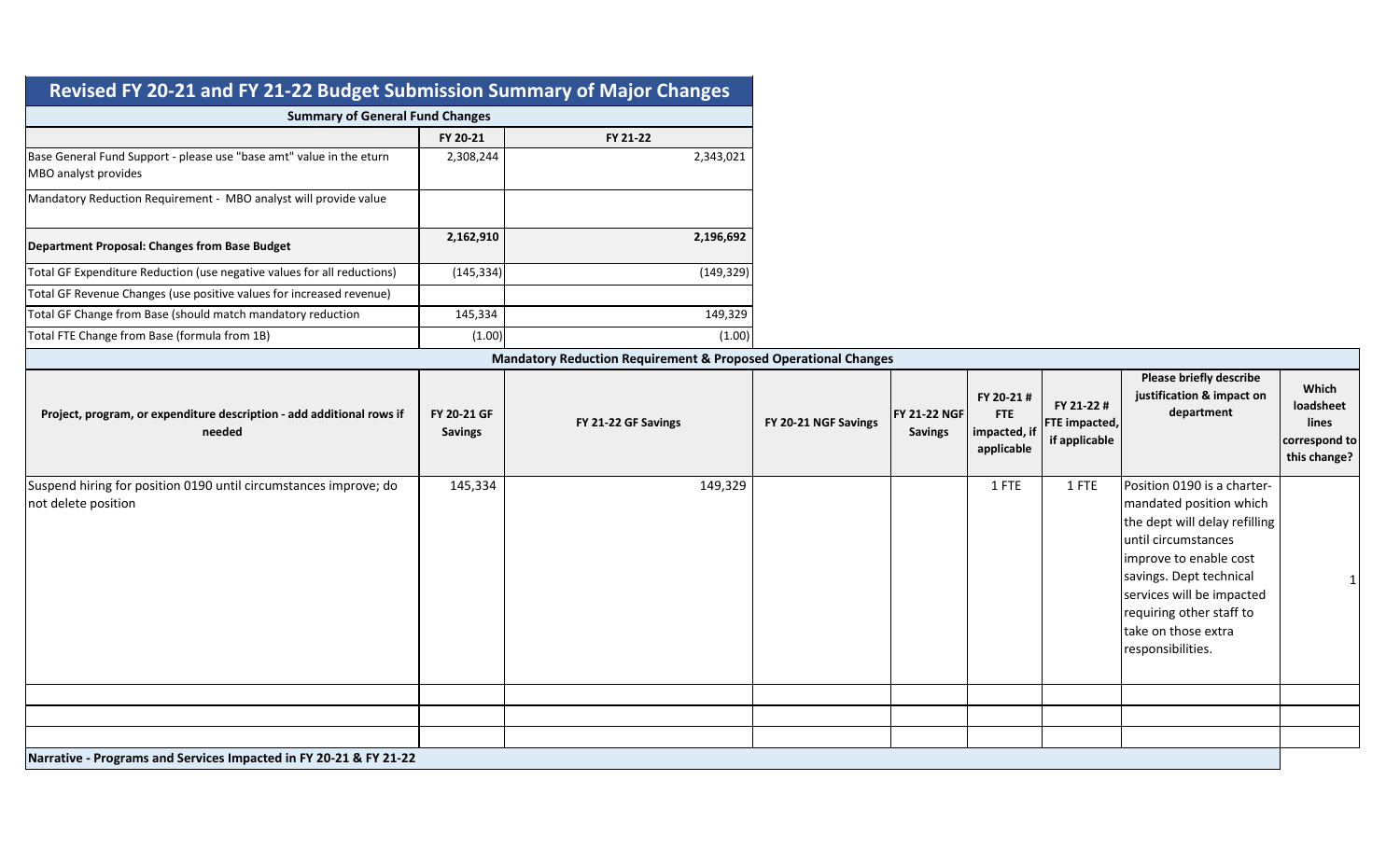# Revised FY 20-21 and FY 21-22 Budget Submission Summary of Major Changes

## Summary of General Fund Changes

| | FY 20-21 | FY 21-22 |
|---|---|---|
| Base General Fund Support - please use "base amt" value in the eturn MBO analyst provides | 2,308,244 | 2,343,021 |
| Mandatory Reduction Requirement - MBO analyst will provide value | | |
| **Department Proposal: Changes from Base Budget** | **2,162,910** | **2,196,692** |
| Total GF Expenditure Reduction (use negative values for all reductions) | (145,334) | (149,329) |
| Total GF Revenue Changes (use positive values for increased revenue) | | |
| Total GF Change from Base (should match mandatory reduction | 145,334 | 149,329 |
| Total FTE Change from Base (formula from 1B) | (1.00) | (1.00) |

## Mandatory Reduction Requirement & Proposed Operational Changes

| Project, program, or expenditure description - add additional rows if needed | FY 20-21 GF Savings | FY 21-22 GF Savings | FY 20-21 NGF Savings | FY 21-22 NGF Savings | FY 20-21 # FTE impacted, if applicable | FY 21-22 # FTE impacted, if applicable | Please briefly describe justification & impact on department | Which loadsheet lines correspond to this change? |
|---|---|---|---|---|---|---|---|---|
| Suspend hiring for position 0190 until circumstances improve; do not delete position | 145,334 | 149,329 | | | 1 FTE | 1 FTE | Position 0190 is a charter-mandated position which the dept will delay refilling until circumstances improve to enable cost savings. Dept technical services will be impacted requiring other staff to take on those extra responsibilities. | 1 |
| | | | | | | | | |
| | | | | | | | | |
| | | | | | | | | |

**Narrative - Programs and Services Impacted in FY 20-21 & FY 21-22**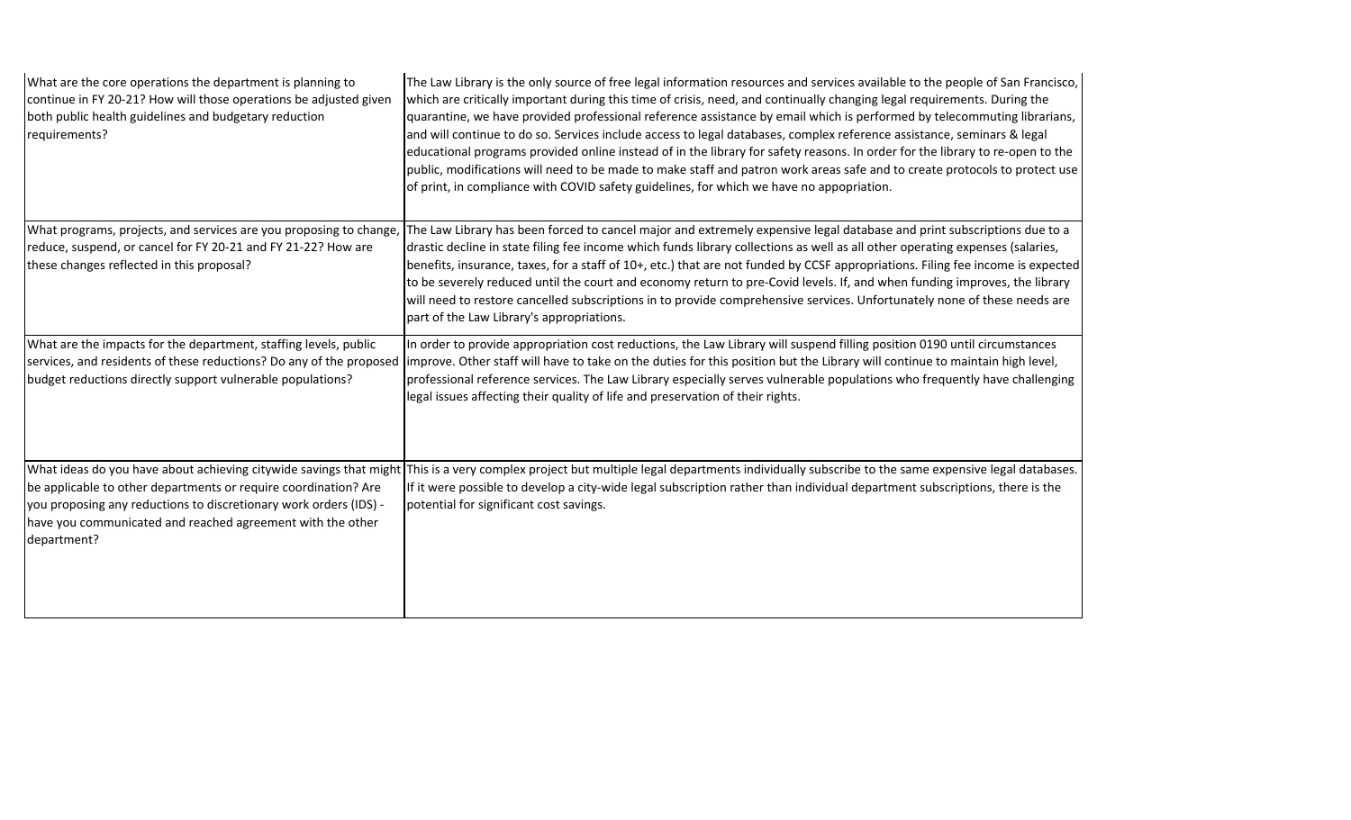| | |
|---|---|
| What are the core operations the department is planning to continue in FY 20-21? How will those operations be adjusted given both public health guidelines and budgetary reduction requirements? | The Law Library is the only source of free legal information resources and services available to the people of San Francisco, which are critically important during this time of crisis, need, and continually changing legal requirements. During the quarantine, we have provided professional reference assistance by email which is performed by telecommuting librarians, and will continue to do so. Services include access to legal databases, complex reference assistance, seminars & legal educational programs provided online instead of in the library for safety reasons. In order for the library to re-open to the public, modifications will need to be made to make staff and patron work areas safe and to create protocols to protect use of print, in compliance with COVID safety guidelines, for which we have no appropriation. |
| What programs, projects, and services are you proposing to change, reduce, suspend, or cancel for FY 20-21 and FY 21-22? How are these changes reflected in this proposal? | The Law Library has been forced to cancel major and extremely expensive legal database and print subscriptions due to a drastic decline in state filing fee income which funds library collections as well as all other operating expenses (salaries, benefits, insurance, taxes, for a staff of 10+, etc.) that are not funded by CCSF appropriations. Filing fee income is expected to be severely reduced until the court and economy return to pre-Covid levels. If, and when funding improves, the library will need to restore cancelled subscriptions in to provide comprehensive services. Unfortunately none of these needs are part of the Law Library's appropriations. |
| What are the impacts for the department, staffing levels, public services, and residents of these reductions? Do any of the proposed budget reductions directly support vulnerable populations? | In order to provide appropriation cost reductions, the Law Library will suspend filling position 0190 until circumstances improve. Other staff will have to take on the duties for this position but the Library will continue to maintain high level, professional reference services. The Law Library especially serves vulnerable populations who frequently have challenging legal issues affecting their quality of life and preservation of their rights. |
| What ideas do you have about achieving citywide savings that might be applicable to other departments or require coordination? Are you proposing any reductions to discretionary work orders (IDS) - have you communicated and reached agreement with the other department? | This is a very complex project but multiple legal departments individually subscribe to the same expensive legal databases. If it were possible to develop a city-wide legal subscription rather than individual department subscriptions, there is the potential for significant cost savings. |